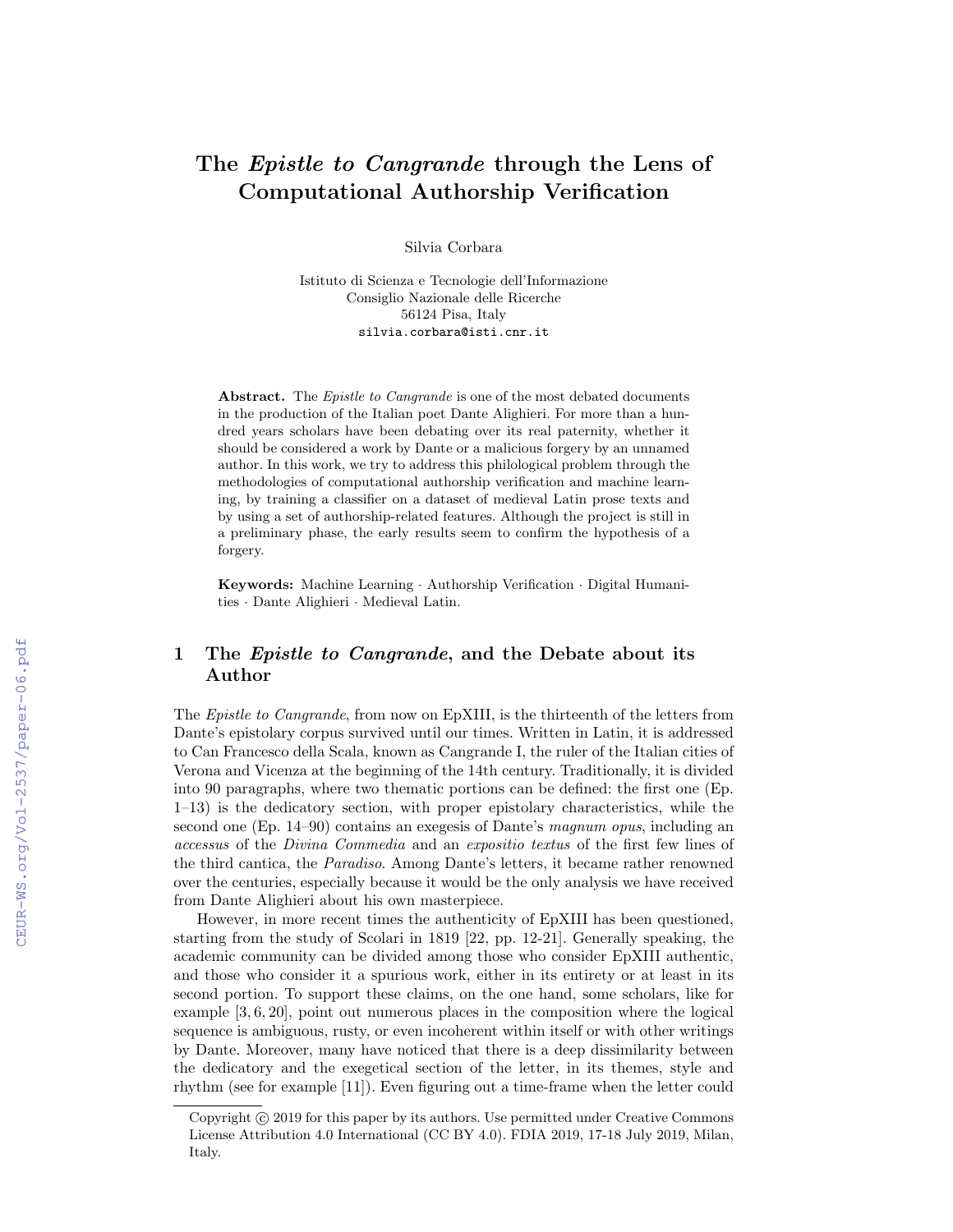# The *Epistle to Cangrande* through the Lens of Computational Authorship Verification

Silvia Corbara

Istituto di Scienza e Tecnologie dell'Informazione
Consiglio Nazionale delle Ricerche
56124 Pisa, Italy
silvia.corbara@isti.cnr.it

**Abstract.** The *Epistle to Cangrande* is one of the most debated documents in the production of the Italian poet Dante Alighieri. For more than a hundred years scholars have been debating over its real paternity, whether it should be considered a work by Dante or a malicious forgery by an unnamed author. In this work, we try to address this philological problem through the methodologies of computational authorship verification and machine learning, by training a classifier on a dataset of medieval Latin prose texts and by using a set of authorship-related features. Although the project is still in a preliminary phase, the early results seem to confirm the hypothesis of a forgery.

**Keywords:** Machine Learning · Authorship Verification · Digital Humanities · Dante Alighieri · Medieval Latin.

## 1 The *Epistle to Cangrande*, and the Debate about its Author

The *Epistle to Cangrande*, from now on EpXIII, is the thirteenth of the letters from Dante's epistolary corpus survived until our times. Written in Latin, it is addressed to Can Francesco della Scala, known as Cangrande I, the ruler of the Italian cities of Verona and Vicenza at the beginning of the 14th century. Traditionally, it is divided into 90 paragraphs, where two thematic portions can be defined: the first one (Ep. 1–13) is the dedicatory section, with proper epistolary characteristics, while the second one (Ep. 14–90) contains an exegesis of Dante's *magnum opus*, including an *accessus* of the *Divina Commedia* and an *expositio textus* of the first few lines of the third cantica, the *Paradiso*. Among Dante's letters, it became rather renowned over the centuries, especially because it would be the only analysis we have received from Dante Alighieri about his own masterpiece.

However, in more recent times the authenticity of EpXIII has been questioned, starting from the study of Scolari in 1819 [22, pp. 12-21]. Generally speaking, the academic community can be divided among those who consider EpXIII authentic, and those who consider it a spurious work, either in its entirety or at least in its second portion. To support these claims, on the one hand, some scholars, like for example [3, 6, 20], point out numerous places in the composition where the logical sequence is ambiguous, rusty, or even incoherent within itself or with other writings by Dante. Moreover, many have noticed that there is a deep dissimilarity between the dedicatory and the exegetical section of the letter, in its themes, style and rhythm (see for example [11]). Even figuring out a time-frame when the letter could

Copyright © 2019 for this paper by its authors. Use permitted under Creative Commons License Attribution 4.0 International (CC BY 4.0). FDIA 2019, 17-18 July 2019, Milan, Italy.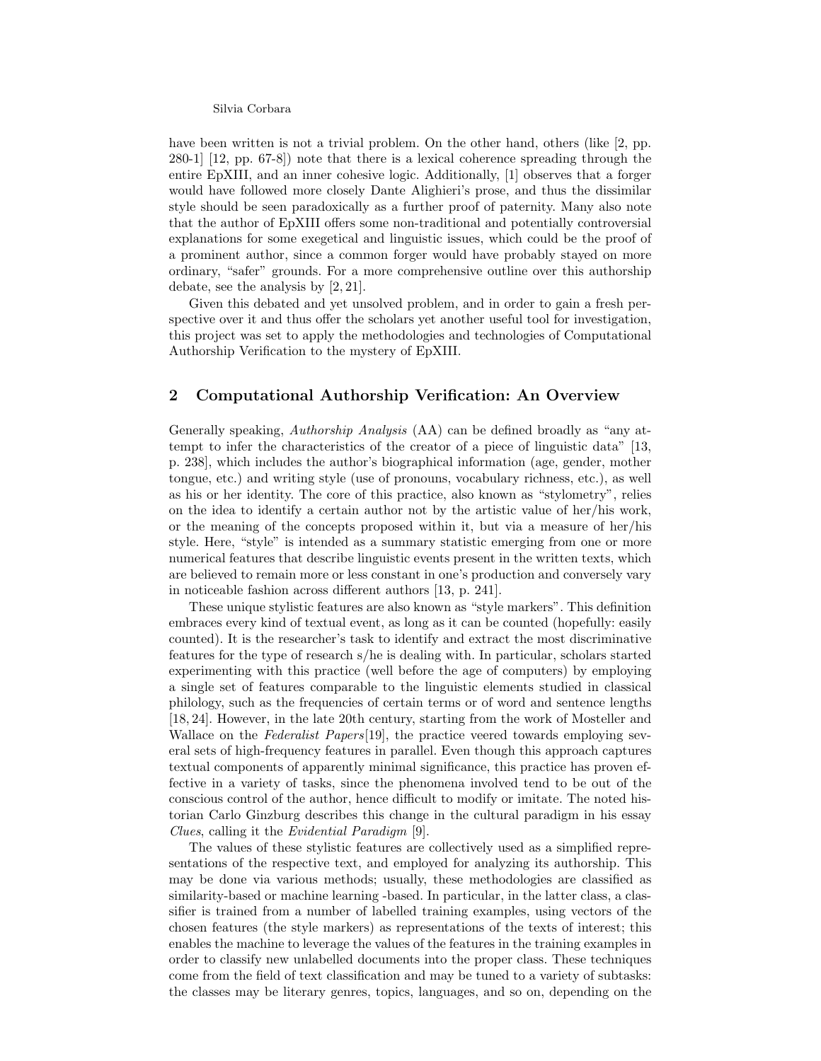have been written is not a trivial problem. On the other hand, others (like [2, pp. 280-1] [12, pp. 67-8]) note that there is a lexical coherence spreading through the entire EpXIII, and an inner cohesive logic. Additionally, [1] observes that a forger would have followed more closely Dante Alighieri's prose, and thus the dissimilar style should be seen paradoxically as a further proof of paternity. Many also note that the author of EpXIII offers some non-traditional and potentially controversial explanations for some exegetical and linguistic issues, which could be the proof of a prominent author, since a common forger would have probably stayed on more ordinary, "safer" grounds. For a more comprehensive outline over this authorship debate, see the analysis by [2, 21].

Given this debated and yet unsolved problem, and in order to gain a fresh perspective over it and thus offer the scholars yet another useful tool for investigation, this project was set to apply the methodologies and technologies of Computational Authorship Verification to the mystery of EpXIII.

## 2 Computational Authorship Verification: An Overview

Generally speaking, *Authorship Analysis* (AA) can be defined broadly as "any attempt to infer the characteristics of the creator of a piece of linguistic data" [13, p. 238], which includes the author's biographical information (age, gender, mother tongue, etc.) and writing style (use of pronouns, vocabulary richness, etc.), as well as his or her identity. The core of this practice, also known as "stylometry", relies on the idea to identify a certain author not by the artistic value of her/his work, or the meaning of the concepts proposed within it, but via a measure of her/his style. Here, "style" is intended as a summary statistic emerging from one or more numerical features that describe linguistic events present in the written texts, which are believed to remain more or less constant in one's production and conversely vary in noticeable fashion across different authors [13, p. 241].

These unique stylistic features are also known as "style markers". This definition embraces every kind of textual event, as long as it can be counted (hopefully: easily counted). It is the researcher's task to identify and extract the most discriminative features for the type of research s/he is dealing with. In particular, scholars started experimenting with this practice (well before the age of computers) by employing a single set of features comparable to the linguistic elements studied in classical philology, such as the frequencies of certain terms or of word and sentence lengths [18, 24]. However, in the late 20th century, starting from the work of Mosteller and Wallace on the *Federalist Papers*[19], the practice veered towards employing several sets of high-frequency features in parallel. Even though this approach captures textual components of apparently minimal significance, this practice has proven effective in a variety of tasks, since the phenomena involved tend to be out of the conscious control of the author, hence difficult to modify or imitate. The noted historian Carlo Ginzburg describes this change in the cultural paradigm in his essay *Clues*, calling it the *Evidential Paradigm* [9].

The values of these stylistic features are collectively used as a simplified representations of the respective text, and employed for analyzing its authorship. This may be done via various methods; usually, these methodologies are classified as similarity-based or machine learning -based. In particular, in the latter class, a classifier is trained from a number of labelled training examples, using vectors of the chosen features (the style markers) as representations of the texts of interest; this enables the machine to leverage the values of the features in the training examples in order to classify new unlabelled documents into the proper class. These techniques come from the field of text classification and may be tuned to a variety of subtasks: the classes may be literary genres, topics, languages, and so on, depending on the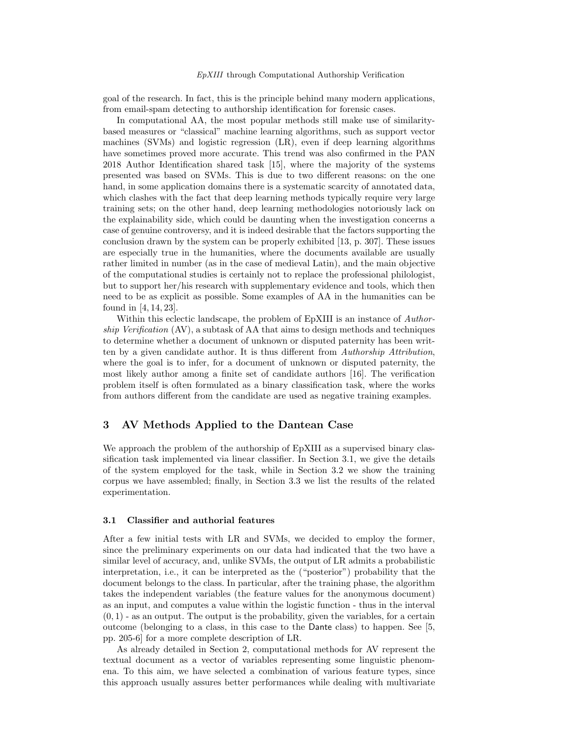goal of the research. In fact, this is the principle behind many modern applications, from email-spam detecting to authorship identification for forensic cases.

In computational AA, the most popular methods still make use of similarity-based measures or "classical" machine learning algorithms, such as support vector machines (SVMs) and logistic regression (LR), even if deep learning algorithms have sometimes proved more accurate. This trend was also confirmed in the PAN 2018 Author Identification shared task [15], where the majority of the systems presented was based on SVMs. This is due to two different reasons: on the one hand, in some application domains there is a systematic scarcity of annotated data, which clashes with the fact that deep learning methods typically require very large training sets; on the other hand, deep learning methodologies notoriously lack on the explainability side, which could be daunting when the investigation concerns a case of genuine controversy, and it is indeed desirable that the factors supporting the conclusion drawn by the system can be properly exhibited [13, p. 307]. These issues are especially true in the humanities, where the documents available are usually rather limited in number (as in the case of medieval Latin), and the main objective of the computational studies is certainly not to replace the professional philologist, but to support her/his research with supplementary evidence and tools, which then need to be as explicit as possible. Some examples of AA in the humanities can be found in [4, 14, 23].

Within this eclectic landscape, the problem of EpXIII is an instance of *Authorship Verification* (AV), a subtask of AA that aims to design methods and techniques to determine whether a document of unknown or disputed paternity has been written by a given candidate author. It is thus different from *Authorship Attribution*, where the goal is to infer, for a document of unknown or disputed paternity, the most likely author among a finite set of candidate authors [16]. The verification problem itself is often formulated as a binary classification task, where the works from authors different from the candidate are used as negative training examples.

## 3 AV Methods Applied to the Dantean Case

We approach the problem of the authorship of EpXIII as a supervised binary classification task implemented via linear classifier. In Section 3.1, we give the details of the system employed for the task, while in Section 3.2 we show the training corpus we have assembled; finally, in Section 3.3 we list the results of the related experimentation.

### 3.1 Classifier and authorial features

After a few initial tests with LR and SVMs, we decided to employ the former, since the preliminary experiments on our data had indicated that the two have a similar level of accuracy, and, unlike SVMs, the output of LR admits a probabilistic interpretation, i.e., it can be interpreted as the ("posterior") probability that the document belongs to the class. In particular, after the training phase, the algorithm takes the independent variables (the feature values for the anonymous document) as an input, and computes a value within the logistic function - thus in the interval $(0, 1)$ - as an output. The output is the probability, given the variables, for a certain outcome (belonging to a class, in this case to the Dante class) to happen. See [5, pp. 205-6] for a more complete description of LR.

As already detailed in Section 2, computational methods for AV represent the textual document as a vector of variables representing some linguistic phenomena. To this aim, we have selected a combination of various feature types, since this approach usually assures better performances while dealing with multivariate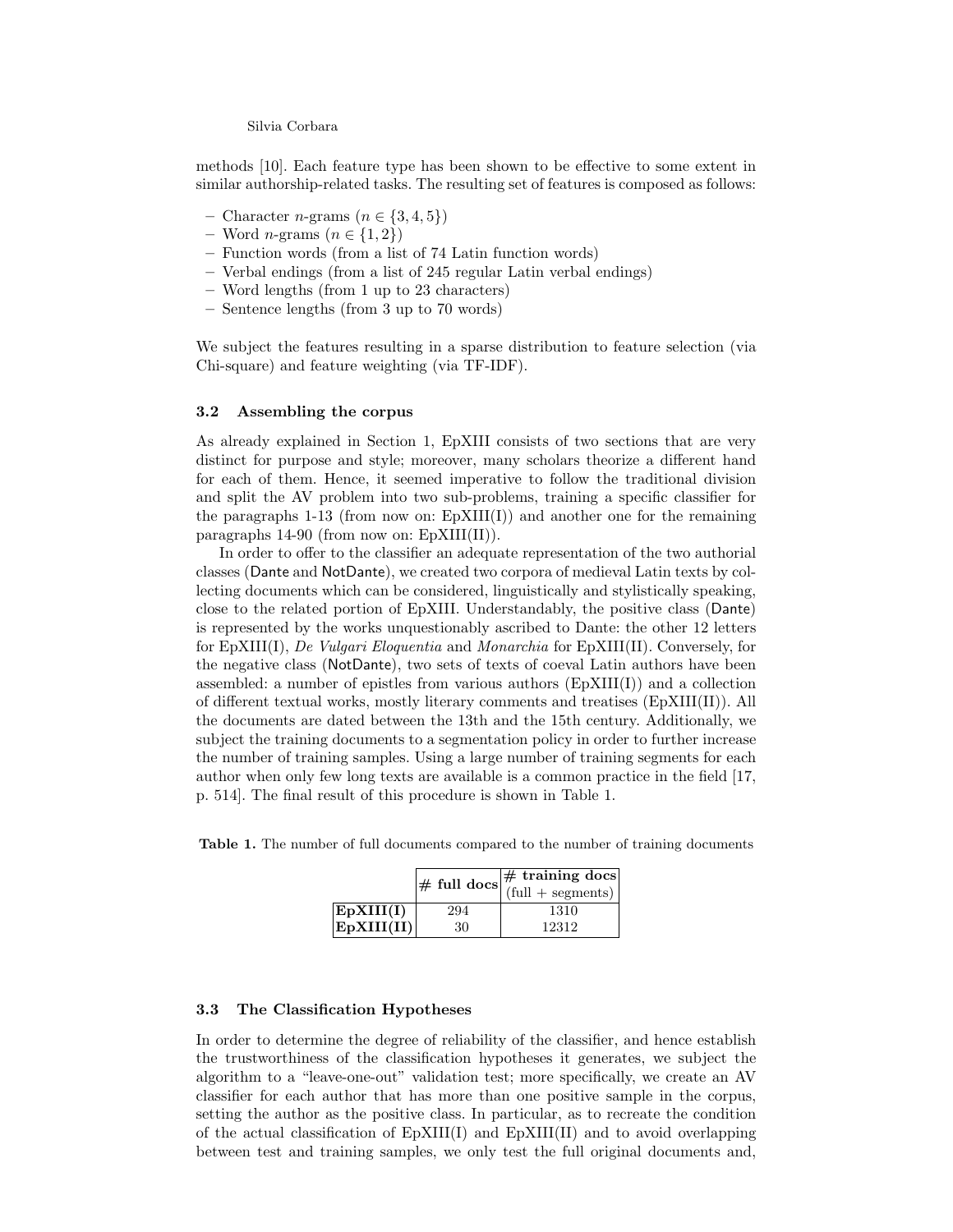methods [10]. Each feature type has been shown to be effective to some extent in similar authorship-related tasks. The resulting set of features is composed as follows:

- Character $n$-grams ($n \in \{3, 4, 5\}$)
- Word $n$-grams ($n \in \{1, 2\}$)
- Function words (from a list of 74 Latin function words)
- Verbal endings (from a list of 245 regular Latin verbal endings)
- Word lengths (from 1 up to 23 characters)
- Sentence lengths (from 3 up to 70 words)

We subject the features resulting in a sparse distribution to feature selection (via Chi-square) and feature weighting (via TF-IDF).

### 3.2 Assembling the corpus

As already explained in Section 1, EpXIII consists of two sections that are very distinct for purpose and style; moreover, many scholars theorize a different hand for each of them. Hence, it seemed imperative to follow the traditional division and split the AV problem into two sub-problems, training a specific classifier for the paragraphs 1-13 (from now on: EpXIII(I)) and another one for the remaining paragraphs 14-90 (from now on: EpXIII(II)).

In order to offer to the classifier an adequate representation of the two authorial classes (Dante and NotDante), we created two corpora of medieval Latin texts by collecting documents which can be considered, linguistically and stylistically speaking, close to the related portion of EpXIII. Understandably, the positive class (Dante) is represented by the works unquestionably ascribed to Dante: the other 12 letters for EpXIII(I), *De Vulgari Eloquentia* and *Monarchia* for EpXIII(II). Conversely, for the negative class (NotDante), two sets of texts of coeval Latin authors have been assembled: a number of epistles from various authors (EpXIII(I)) and a collection of different textual works, mostly literary comments and treatises (EpXIII(II)). All the documents are dated between the 13th and the 15th century. Additionally, we subject the training documents to a segmentation policy in order to further increase the number of training samples. Using a large number of training segments for each author when only few long texts are available is a common practice in the field [17, p. 514]. The final result of this procedure is shown in Table 1.

**Table 1.** The number of full documents compared to the number of training documents

| | **# full docs** | **# training docs** (full + segments) |
|---|---|---|
| **EpXIII(I)** | 294 | 1310 |
| **EpXIII(II)** | 30 | 12312 |

### 3.3 The Classification Hypotheses

In order to determine the degree of reliability of the classifier, and hence establish the trustworthiness of the classification hypotheses it generates, we subject the algorithm to a "leave-one-out" validation test; more specifically, we create an AV classifier for each author that has more than one positive sample in the corpus, setting the author as the positive class. In particular, as to recreate the condition of the actual classification of EpXIII(I) and EpXIII(II) and to avoid overlapping between test and training samples, we only test the full original documents and,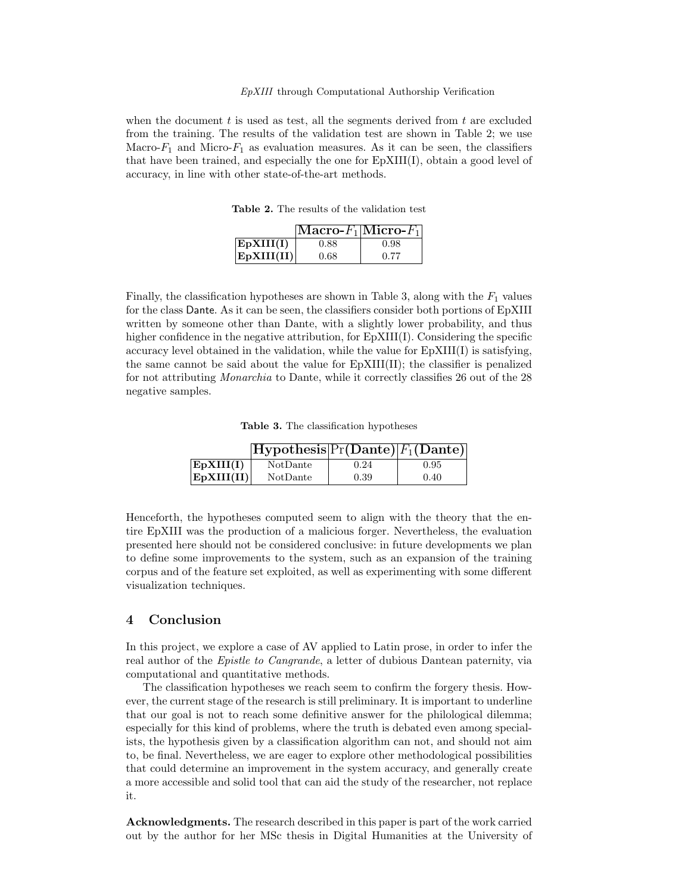when the document $t$ is used as test, all the segments derived from $t$ are excluded from the training. The results of the validation test are shown in Table 2; we use Macro-$F_1$ and Micro-$F_1$ as evaluation measures. As it can be seen, the classifiers that have been trained, and especially the one for EpXIII(I), obtain a good level of accuracy, in line with other state-of-the-art methods.

**Table 2.** The results of the validation test

| | **Macro-$F_1$** | **Micro-$F_1$** |
|---|---|---|
| **EpXIII(I)** | 0.88 | 0.98 |
| **EpXIII(II)** | 0.68 | 0.77 |

Finally, the classification hypotheses are shown in Table 3, along with the $F_1$ values for the class Dante. As it can be seen, the classifiers consider both portions of EpXIII written by someone other than Dante, with a slightly lower probability, and thus higher confidence in the negative attribution, for EpXIII(I). Considering the specific accuracy level obtained in the validation, while the value for EpXIII(I) is satisfying, the same cannot be said about the value for EpXIII(II); the classifier is penalized for not attributing *Monarchia* to Dante, while it correctly classifies 26 out of the 28 negative samples.

**Table 3.** The classification hypotheses

| | **Hypothesis** | **Pr(Dante)** | **$F_1$(Dante)** |
|---|---|---|---|
| **EpXIII(I)** | NotDante | 0.24 | 0.95 |
| **EpXIII(II)** | NotDante | 0.39 | 0.40 |

Henceforth, the hypotheses computed seem to align with the theory that the entire EpXIII was the production of a malicious forger. Nevertheless, the evaluation presented here should not be considered conclusive: in future developments we plan to define some improvements to the system, such as an expansion of the training corpus and of the feature set exploited, as well as experimenting with some different visualization techniques.

## 4 Conclusion

In this project, we explore a case of AV applied to Latin prose, in order to infer the real author of the *Epistle to Cangrande*, a letter of dubious Dantean paternity, via computational and quantitative methods.

The classification hypotheses we reach seem to confirm the forgery thesis. However, the current stage of the research is still preliminary. It is important to underline that our goal is not to reach some definitive answer for the philological dilemma; especially for this kind of problems, where the truth is debated even among specialists, the hypothesis given by a classification algorithm can not, and should not aim to, be final. Nevertheless, we are eager to explore other methodological possibilities that could determine an improvement in the system accuracy, and generally create a more accessible and solid tool that can aid the study of the researcher, not replace it.

**Acknowledgments.** The research described in this paper is part of the work carried out by the author for her MSc thesis in Digital Humanities at the University of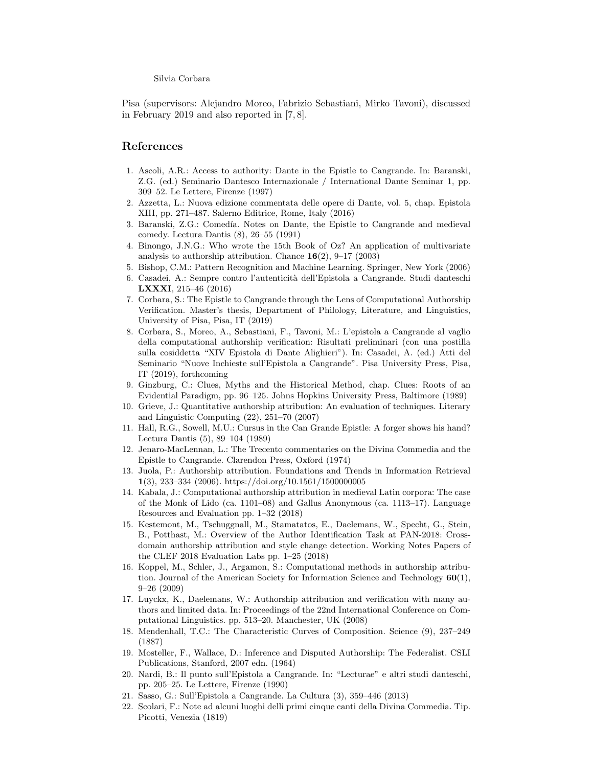Pisa (supervisors: Alejandro Moreo, Fabrizio Sebastiani, Mirko Tavoni), discussed in February 2019 and also reported in [7, 8].

## References

1. Ascoli, A.R.: Access to authority: Dante in the Epistle to Cangrande. In: Baranski, Z.G. (ed.) Seminario Dantesco Internazionale / International Dante Seminar 1, pp. 309–52. Le Lettere, Firenze (1997)
2. Azzetta, L.: Nuova edizione commentata delle opere di Dante, vol. 5, chap. Epistola XIII, pp. 271–487. Salerno Editrice, Rome, Italy (2016)
3. Baranski, Z.G.: Comedía. Notes on Dante, the Epistle to Cangrande and medieval comedy. Lectura Dantis (8), 26–55 (1991)
4. Binongo, J.N.G.: Who wrote the 15th Book of Oz? An application of multivariate analysis to authorship attribution. Chance **16**(2), 9–17 (2003)
5. Bishop, C.M.: Pattern Recognition and Machine Learning. Springer, New York (2006)
6. Casadei, A.: Sempre contro l'autenticità dell'Epistola a Cangrande. Studi danteschi **LXXXI**, 215–46 (2016)
7. Corbara, S.: The Epistle to Cangrande through the Lens of Computational Authorship Verification. Master's thesis, Department of Philology, Literature, and Linguistics, University of Pisa, Pisa, IT (2019)
8. Corbara, S., Moreo, A., Sebastiani, F., Tavoni, M.: L'epistola a Cangrande al vaglio della computational authorship verification: Risultati preliminari (con una postilla sulla cosiddetta "XIV Epistola di Dante Alighieri"). In: Casadei, A. (ed.) Atti del Seminario "Nuove Inchieste sull'Epistola a Cangrande". Pisa University Press, Pisa, IT (2019), forthcoming
9. Ginzburg, C.: Clues, Myths and the Historical Method, chap. Clues: Roots of an Evidential Paradigm, pp. 96–125. Johns Hopkins University Press, Baltimore (1989)
10. Grieve, J.: Quantitative authorship attribution: An evaluation of techniques. Literary and Linguistic Computing (22), 251–70 (2007)
11. Hall, R.G., Sowell, M.U.: Cursus in the Can Grande Epistle: A forger shows his hand? Lectura Dantis (5), 89–104 (1989)
12. Jenaro-MacLennan, L.: The Trecento commentaries on the Divina Commedia and the Epistle to Cangrande. Clarendon Press, Oxford (1974)
13. Juola, P.: Authorship attribution. Foundations and Trends in Information Retrieval **1**(3), 233–334 (2006). https://doi.org/10.1561/1500000005
14. Kabala, J.: Computational authorship attribution in medieval Latin corpora: The case of the Monk of Lido (ca. 1101–08) and Gallus Anonymous (ca. 1113–17). Language Resources and Evaluation pp. 1–32 (2018)
15. Kestemont, M., Tschuggnall, M., Stamatatos, E., Daelemans, W., Specht, G., Stein, B., Potthast, M.: Overview of the Author Identification Task at PAN-2018: Cross-domain authorship attribution and style change detection. Working Notes Papers of the CLEF 2018 Evaluation Labs pp. 1–25 (2018)
16. Koppel, M., Schler, J., Argamon, S.: Computational methods in authorship attribution. Journal of the American Society for Information Science and Technology **60**(1), 9–26 (2009)
17. Luyckx, K., Daelemans, W.: Authorship attribution and verification with many authors and limited data. In: Proceedings of the 22nd International Conference on Computational Linguistics. pp. 513–20. Manchester, UK (2008)
18. Mendenhall, T.C.: The Characteristic Curves of Composition. Science (9), 237–249 (1887)
19. Mosteller, F., Wallace, D.: Inference and Disputed Authorship: The Federalist. CSLI Publications, Stanford, 2007 edn. (1964)
20. Nardi, B.: Il punto sull'Epistola a Cangrande. In: "Lecturae" e altri studi danteschi, pp. 205–25. Le Lettere, Firenze (1990)
21. Sasso, G.: Sull'Epistola a Cangrande. La Cultura (3), 359–446 (2013)
22. Scolari, F.: Note ad alcuni luoghi delli primi cinque canti della Divina Commedia. Tip. Picotti, Venezia (1819)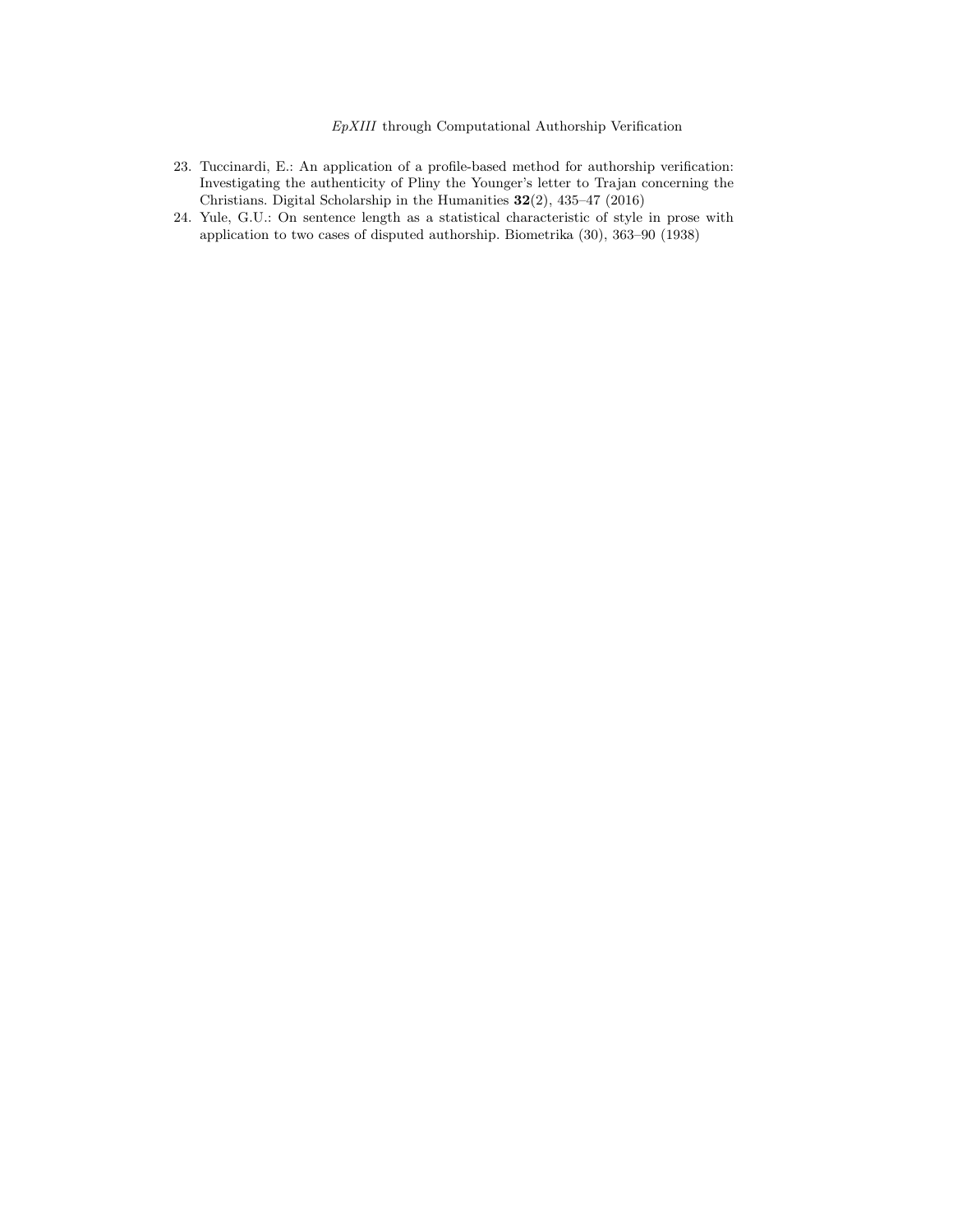23. Tuccinardi, E.: An application of a profile-based method for authorship verification: Investigating the authenticity of Pliny the Younger's letter to Trajan concerning the Christians. Digital Scholarship in the Humanities **32**(2), 435–47 (2016)
24. Yule, G.U.: On sentence length as a statistical characteristic of style in prose with application to two cases of disputed authorship. Biometrika (30), 363–90 (1938)